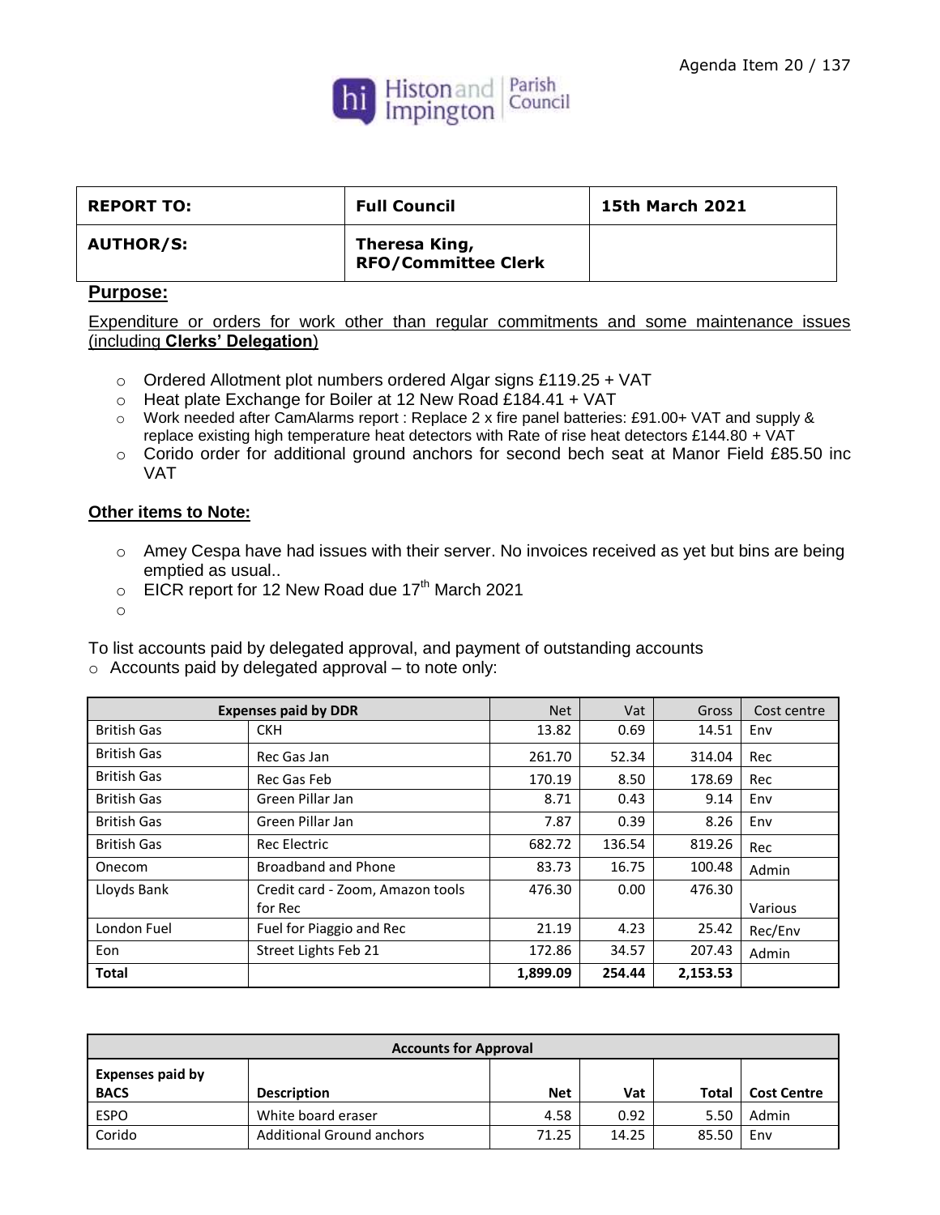Agenda Item 20 / 137

Histon and Impington Parish Council

| REPORT TO: | Full Council | 15th March 2021 |
|---|---|---|
| AUTHOR/S: | Theresa King, RFO/Committee Clerk | |

**Purpose:**

Expenditure or orders for work other than regular commitments and some maintenance issues (including **Clerks' Delegation**)

- Ordered Allotment plot numbers ordered Algar signs £119.25 + VAT
- Heat plate Exchange for Boiler at 12 New Road £184.41 + VAT
- Work needed after CamAlarms report : Replace 2 x fire panel batteries: £91.00+ VAT and supply & replace existing high temperature heat detectors with Rate of rise heat detectors £144.80 + VAT
- Corido order for additional ground anchors for second bech seat at Manor Field £85.50 inc VAT

**Other items to Note:**

- Amey Cespa have had issues with their server. No invoices received as yet but bins are being emptied as usual..
- EICR report for 12 New Road due 17th March 2021
- 

To list accounts paid by delegated approval, and payment of outstanding accounts

- Accounts paid by delegated approval – to note only:

| Expenses paid by DDR | | Net | Vat | Gross | Cost centre |
|---|---|---|---|---|---|
| British Gas | CKH | 13.82 | 0.69 | 14.51 | Env |
| British Gas | Rec Gas Jan | 261.70 | 52.34 | 314.04 | Rec |
| British Gas | Rec Gas Feb | 170.19 | 8.50 | 178.69 | Rec |
| British Gas | Green Pillar Jan | 8.71 | 0.43 | 9.14 | Env |
| British Gas | Green Pillar Jan | 7.87 | 0.39 | 8.26 | Env |
| British Gas | Rec Electric | 682.72 | 136.54 | 819.26 | Rec |
| Onecom | Broadband and Phone | 83.73 | 16.75 | 100.48 | Admin |
| Lloyds Bank | Credit card - Zoom, Amazon tools for Rec | 476.30 | 0.00 | 476.30 | Various |
| London Fuel | Fuel for Piaggio and Rec | 21.19 | 4.23 | 25.42 | Rec/Env |
| Eon | Street Lights Feb 21 | 172.86 | 34.57 | 207.43 | Admin |
| **Total** | | **1,899.09** | **254.44** | **2,153.53** | |

| Accounts for Approval | | | | | |
|---|---|---|---|---|---|
| **Expenses paid by BACS** | **Description** | **Net** | **Vat** | **Total** | **Cost Centre** |
| ESPO | White board eraser | 4.58 | 0.92 | 5.50 | Admin |
| Corido | Additional Ground anchors | 71.25 | 14.25 | 85.50 | Env |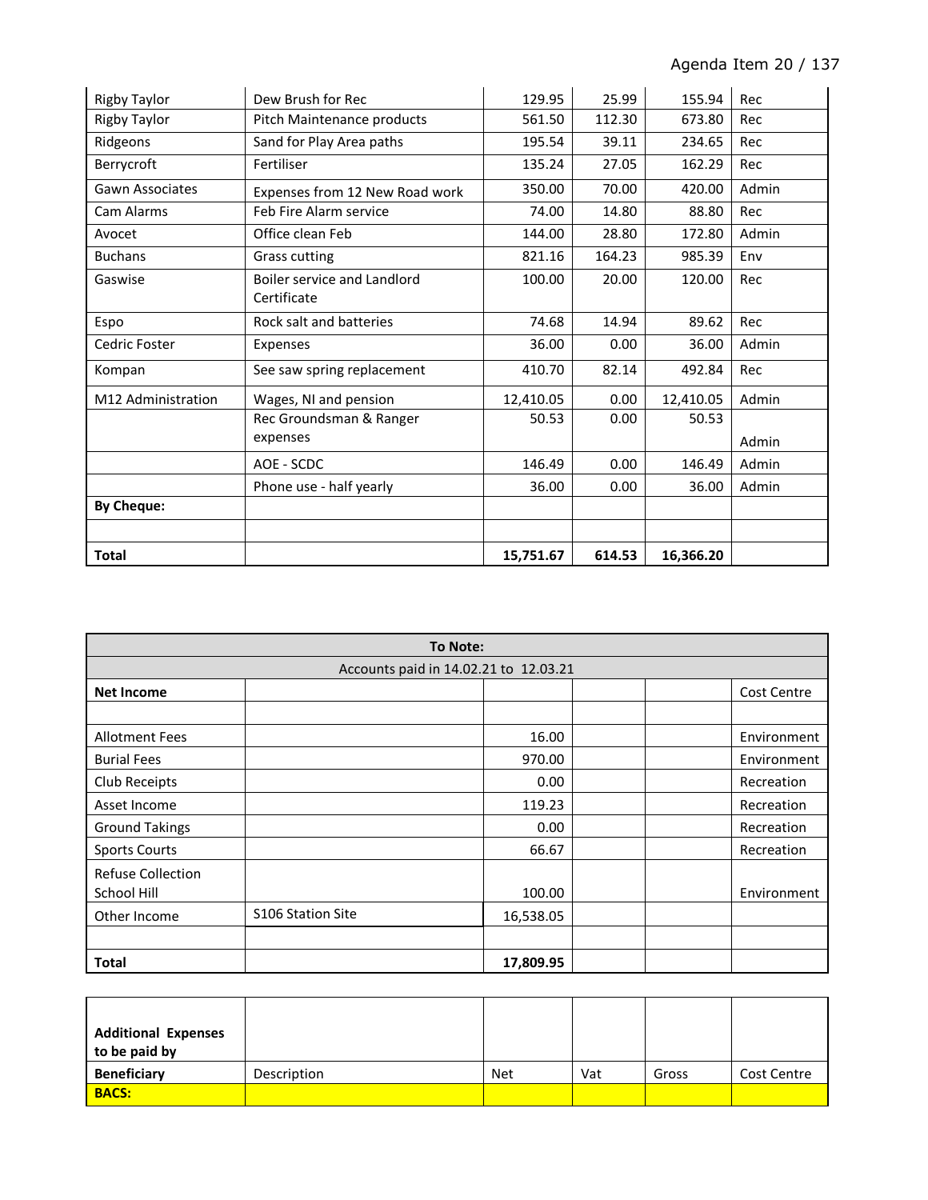| | | | | | |
|---|---|---|---|---|---|
| Rigby Taylor | Dew Brush for Rec | 129.95 | 25.99 | 155.94 | Rec |
| Rigby Taylor | Pitch Maintenance products | 561.50 | 112.30 | 673.80 | Rec |
| Ridgeons | Sand for Play Area paths | 195.54 | 39.11 | 234.65 | Rec |
| Berrycroft | Fertiliser | 135.24 | 27.05 | 162.29 | Rec |
| Gawn Associates | Expenses from 12 New Road work | 350.00 | 70.00 | 420.00 | Admin |
| Cam Alarms | Feb Fire Alarm service | 74.00 | 14.80 | 88.80 | Rec |
| Avocet | Office clean Feb | 144.00 | 28.80 | 172.80 | Admin |
| Buchans | Grass cutting | 821.16 | 164.23 | 985.39 | Env |
| Gaswise | Boiler service and Landlord Certificate | 100.00 | 20.00 | 120.00 | Rec |
| Espo | Rock salt and batteries | 74.68 | 14.94 | 89.62 | Rec |
| Cedric Foster | Expenses | 36.00 | 0.00 | 36.00 | Admin |
| Kompan | See saw spring replacement | 410.70 | 82.14 | 492.84 | Rec |
| M12 Administration | Wages, NI and pension | 12,410.05 | 0.00 | 12,410.05 | Admin |
| | Rec Groundsman & Ranger expenses | 50.53 | 0.00 | 50.53 | Admin |
| | AOE - SCDC | 146.49 | 0.00 | 146.49 | Admin |
| | Phone use - half yearly | 36.00 | 0.00 | 36.00 | Admin |
| **By Cheque:** | | | | | |
| | | | | | |
| **Total** | | **15,751.67** | **614.53** | **16,366.20** | |

| **To Note:** | | | | | |
|---|---|---|---|---|---|
| Accounts paid in 14.02.21 to 12.03.21 | | | | | |
| **Net Income** | | | | | Cost Centre |
| | | | | | |
| Allotment Fees | | 16.00 | | | Environment |
| Burial Fees | | 970.00 | | | Environment |
| Club Receipts | | 0.00 | | | Recreation |
| Asset Income | | 119.23 | | | Recreation |
| Ground Takings | | 0.00 | | | Recreation |
| Sports Courts | | 66.67 | | | Recreation |
| Refuse Collection School Hill | | 100.00 | | | Environment |
| Other Income | S106 Station Site | 16,538.05 | | | |
| | | | | | |
| **Total** | | **17,809.95** | | | |

| **Additional Expenses to be paid by** | | | | | |
|---|---|---|---|---|---|
| **Beneficiary** | Description | Net | Vat | Gross | Cost Centre |
| **BACS:** | | | | | |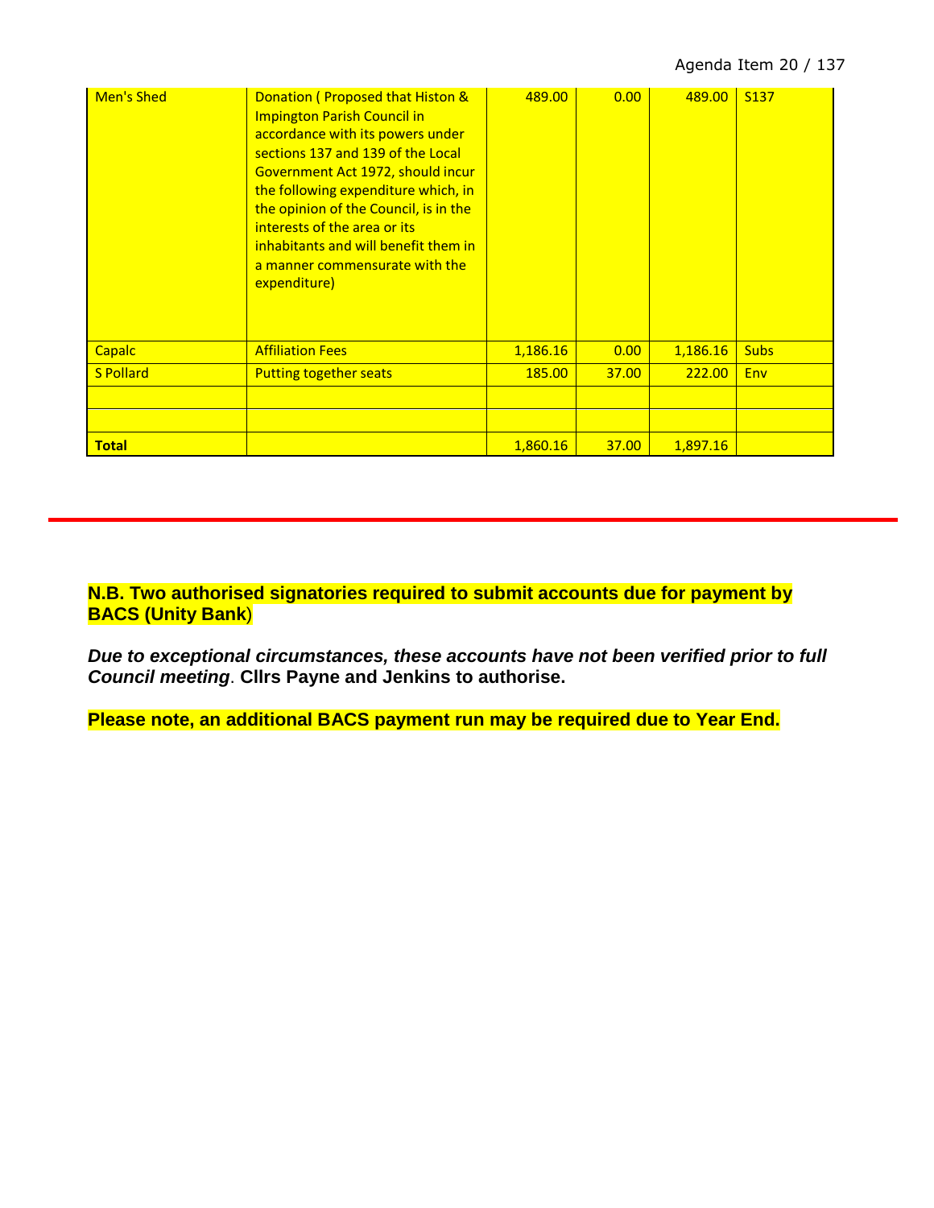| | | | | | |
|---|---|---|---|---|---|
| Men's Shed | Donation ( Proposed that Histon & Impington Parish Council in accordance with its powers under sections 137 and 139 of the Local Government Act 1972, should incur the following expenditure which, in the opinion of the Council, is in the interests of the area or its inhabitants and will benefit them in a manner commensurate with the expenditure) | 489.00 | 0.00 | 489.00 | S137 |
| Capalc | Affiliation Fees | 1,186.16 | 0.00 | 1,186.16 | Subs |
| S Pollard | Putting together seats | 185.00 | 37.00 | 222.00 | Env |
| | | | | | |
| | | | | | |
| **Total** | | 1,860.16 | 37.00 | 1,897.16 | |

---

**N.B. Two authorised signatories required to submit accounts due for payment by BACS (Unity Bank)**

***Due to exceptional circumstances, these accounts have not been verified prior to full Council meeting*. Cllrs Payne and Jenkins to authorise.**

**Please note, an additional BACS payment run may be required due to Year End.**